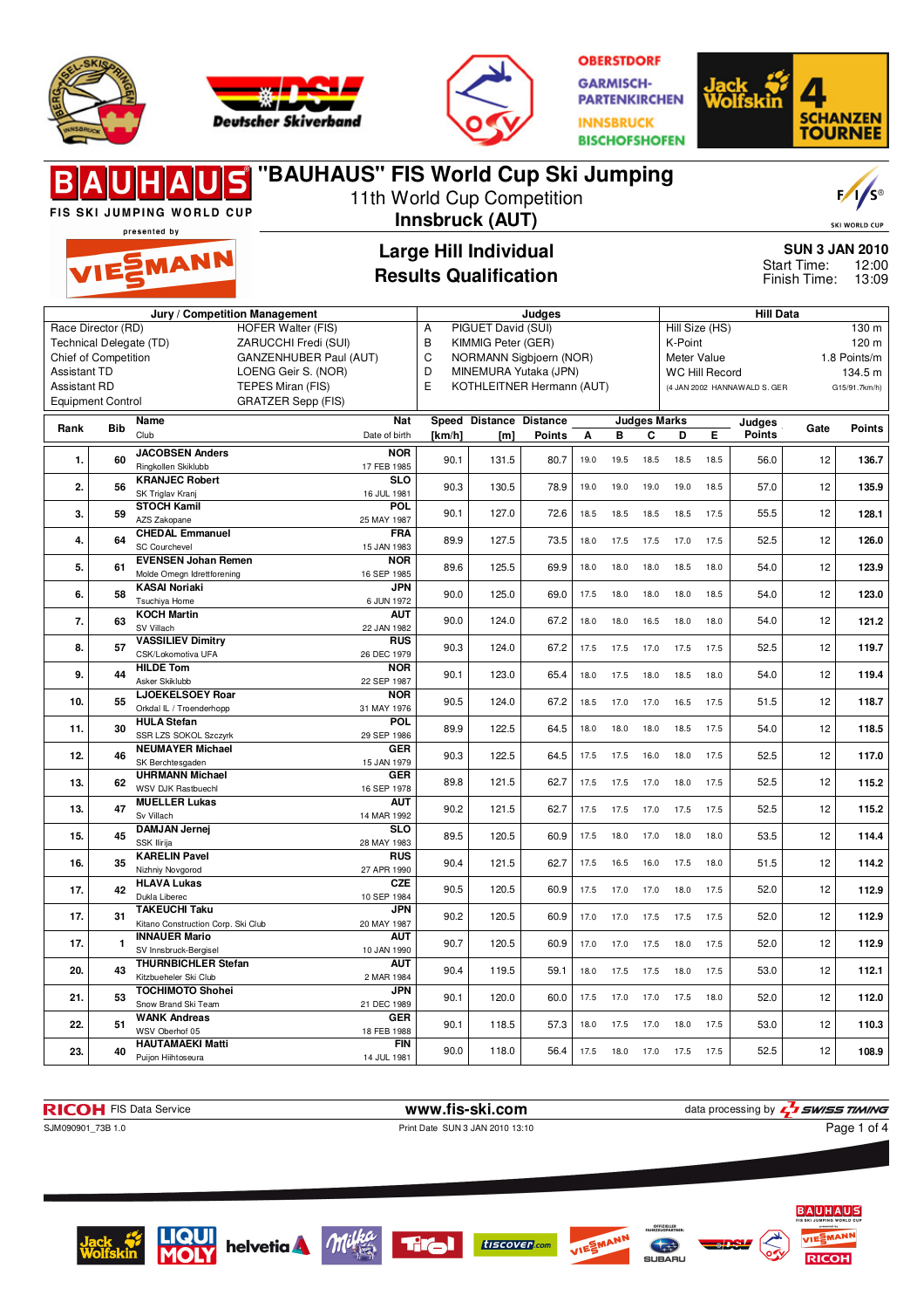# "BAUHAUS" FIS World Cup Ski Jumping

FIS SKI JUMPING WORLD CUP presented by VIESSMANN

11th World Cup Competition

**Innsbruck (AUT)**

## Large Hill Individual
## Results Qualification

SUN 3 JAN 2010
Start Time: 12:00
Finish Time: 13:09

| Jury / Competition Management | | Judges | | Hill Data | |
|---|---|---|---|---|---|
| Race Director (RD) | HOFER Walter (FIS) | A | PIGUET David (SUI) | Hill Size (HS) | 130 m |
| Technical Delegate (TD) | ZARUCCHI Fredi (SUI) | B | KIMMIG Peter (GER) | K-Point | 120 m |
| Chief of Competition | GANZENHUBER Paul (AUT) | C | NORMANN Sigbjoern (NOR) | Meter Value | 1.8 Points/m |
| Assistant TD | LOENG Geir S. (NOR) | D | MINEMURA Yutaka (JPN) | WC Hill Record | 134.5 m |
| Assistant RD | TEPES Miran (FIS) | E | KOTHLEITNER Hermann (AUT) | (4 JAN 2002 HANNAWALD S. GER | G15/91.7km/h) |
| Equipment Control | GRATZER Sepp (FIS) | | | | |

| Rank | Bib | Name / Club | Nat / Date of birth | Speed [km/h] | Distance [m] | Distance Points | A | B | C | D | E | Judges Points | Gate | Points |
|---|---|---|---|---|---|---|---|---|---|---|---|---|---|---|
| 1. | 60 | JACOBSEN Anders / Ringkollen Skiklubb | NOR / 17 FEB 1985 | 90.1 | 131.5 | 80.7 | 19.0 | 19.5 | 18.5 | 18.5 | 18.5 | 56.0 | 12 | 136.7 |
| 2. | 56 | KRANJEC Robert / SK Triglav Kranj | SLO / 16 JUL 1981 | 90.3 | 130.5 | 78.9 | 19.0 | 19.0 | 19.0 | 19.0 | 18.5 | 57.0 | 12 | 135.9 |
| 3. | 59 | STOCH Kamil / AZS Zakopane | POL / 25 MAY 1987 | 90.1 | 127.0 | 72.6 | 18.5 | 18.5 | 18.5 | 18.5 | 17.5 | 55.5 | 12 | 128.1 |
| 4. | 64 | CHEDAL Emmanuel / SC Courchevel | FRA / 15 JAN 1983 | 89.9 | 127.5 | 73.5 | 18.0 | 17.5 | 17.5 | 17.0 | 17.5 | 52.5 | 12 | 126.0 |
| 5. | 61 | EVENSEN Johan Remen / Molde Omegn Idrettforening | NOR / 16 SEP 1985 | 89.6 | 125.5 | 69.9 | 18.0 | 18.0 | 18.0 | 18.5 | 18.0 | 54.0 | 12 | 123.9 |
| 6. | 58 | KASAI Noriaki / Tsuchiya Home | JPN / 6 JUN 1972 | 90.0 | 125.0 | 69.0 | 17.5 | 18.0 | 18.0 | 18.0 | 18.5 | 54.0 | 12 | 123.0 |
| 7. | 63 | KOCH Martin / SV Villach | AUT / 22 JAN 1982 | 90.0 | 124.0 | 67.2 | 18.0 | 18.0 | 16.5 | 18.0 | 18.0 | 54.0 | 12 | 121.2 |
| 8. | 57 | VASSILIEV Dimitry / CSK/Lokomotiva UFA | RUS / 26 DEC 1979 | 90.3 | 124.0 | 67.2 | 17.5 | 17.5 | 17.0 | 17.5 | 17.5 | 52.5 | 12 | 119.7 |
| 9. | 44 | HILDE Tom / Asker Skiklubb | NOR / 22 SEP 1987 | 90.1 | 123.0 | 65.4 | 18.0 | 17.5 | 18.0 | 18.5 | 18.0 | 54.0 | 12 | 119.4 |
| 10. | 55 | LJOEKELSOEY Roar / Orkdal IL / Troenderhopp | NOR / 31 MAY 1976 | 90.5 | 124.0 | 67.2 | 18.5 | 17.0 | 17.0 | 16.5 | 17.5 | 51.5 | 12 | 118.7 |
| 11. | 30 | HULA Stefan / SSR LZS SOKOL Szczyrk | POL / 29 SEP 1986 | 89.9 | 122.5 | 64.5 | 18.0 | 18.0 | 18.0 | 18.5 | 17.5 | 54.0 | 12 | 118.5 |
| 12. | 46 | NEUMAYER Michael / SK Berchtesgaden | GER / 15 JAN 1979 | 90.3 | 122.5 | 64.5 | 17.5 | 17.5 | 16.0 | 18.0 | 17.5 | 52.5 | 12 | 117.0 |
| 13. | 62 | UHRMANN Michael / WSV DJK Rastbuechl | GER / 16 SEP 1978 | 89.8 | 121.5 | 62.7 | 17.5 | 17.5 | 17.0 | 18.0 | 17.5 | 52.5 | 12 | 115.2 |
| 13. | 47 | MUELLER Lukas / Sv Villach | AUT / 14 MAR 1992 | 90.2 | 121.5 | 62.7 | 17.5 | 17.5 | 17.0 | 17.5 | 17.5 | 52.5 | 12 | 115.2 |
| 15. | 45 | DAMJAN Jernej / SSK Ilirija | SLO / 28 MAY 1983 | 89.5 | 120.5 | 60.9 | 17.5 | 18.0 | 17.0 | 18.0 | 18.0 | 53.5 | 12 | 114.4 |
| 16. | 35 | KARELIN Pavel / Nizhniy Novgorod | RUS / 27 APR 1990 | 90.4 | 121.5 | 62.7 | 17.5 | 16.5 | 16.0 | 17.5 | 18.0 | 51.5 | 12 | 114.2 |
| 17. | 42 | HLAVA Lukas / Dukla Liberec | CZE / 10 SEP 1984 | 90.5 | 120.5 | 60.9 | 17.5 | 17.0 | 17.0 | 18.0 | 17.5 | 52.0 | 12 | 112.9 |
| 17. | 31 | TAKEUCHI Taku / Kitano Construction Corp. Ski Club | JPN / 20 MAY 1987 | 90.2 | 120.5 | 60.9 | 17.0 | 17.0 | 17.5 | 17.5 | 17.5 | 52.0 | 12 | 112.9 |
| 17. | 1 | INNAUER Mario / SV Innsbruck-Bergisel | AUT / 10 JAN 1990 | 90.7 | 120.5 | 60.9 | 17.0 | 17.0 | 17.5 | 18.0 | 17.5 | 52.0 | 12 | 112.9 |
| 20. | 43 | THURNBICHLER Stefan / Kitzbueheler Ski Club | AUT / 2 MAR 1984 | 90.4 | 119.5 | 59.1 | 18.0 | 17.5 | 17.5 | 18.0 | 17.5 | 53.0 | 12 | 112.1 |
| 21. | 53 | TOCHIMOTO Shohei / Snow Brand Ski Team | JPN / 21 DEC 1989 | 90.1 | 120.0 | 60.0 | 17.5 | 17.0 | 17.0 | 17.5 | 18.0 | 52.0 | 12 | 112.0 |
| 22. | 51 | WANK Andreas / WSV Oberhof 05 | GER / 18 FEB 1988 | 90.1 | 118.5 | 57.3 | 18.0 | 17.5 | 17.0 | 18.0 | 17.5 | 53.0 | 12 | 110.3 |
| 23. | 40 | HAUTAMAEKI Matti / Puijon Hiihtoseura | FIN / 14 JUL 1981 | 90.0 | 118.0 | 56.4 | 17.5 | 18.0 | 17.0 | 17.5 | 17.5 | 52.5 | 12 | 108.9 |

RICOH FIS Data Service — www.fis-ski.com — data processing by SWISS TIMING

SJM090901_73B 1.0 — Print Date SUN 3 JAN 2010 13:10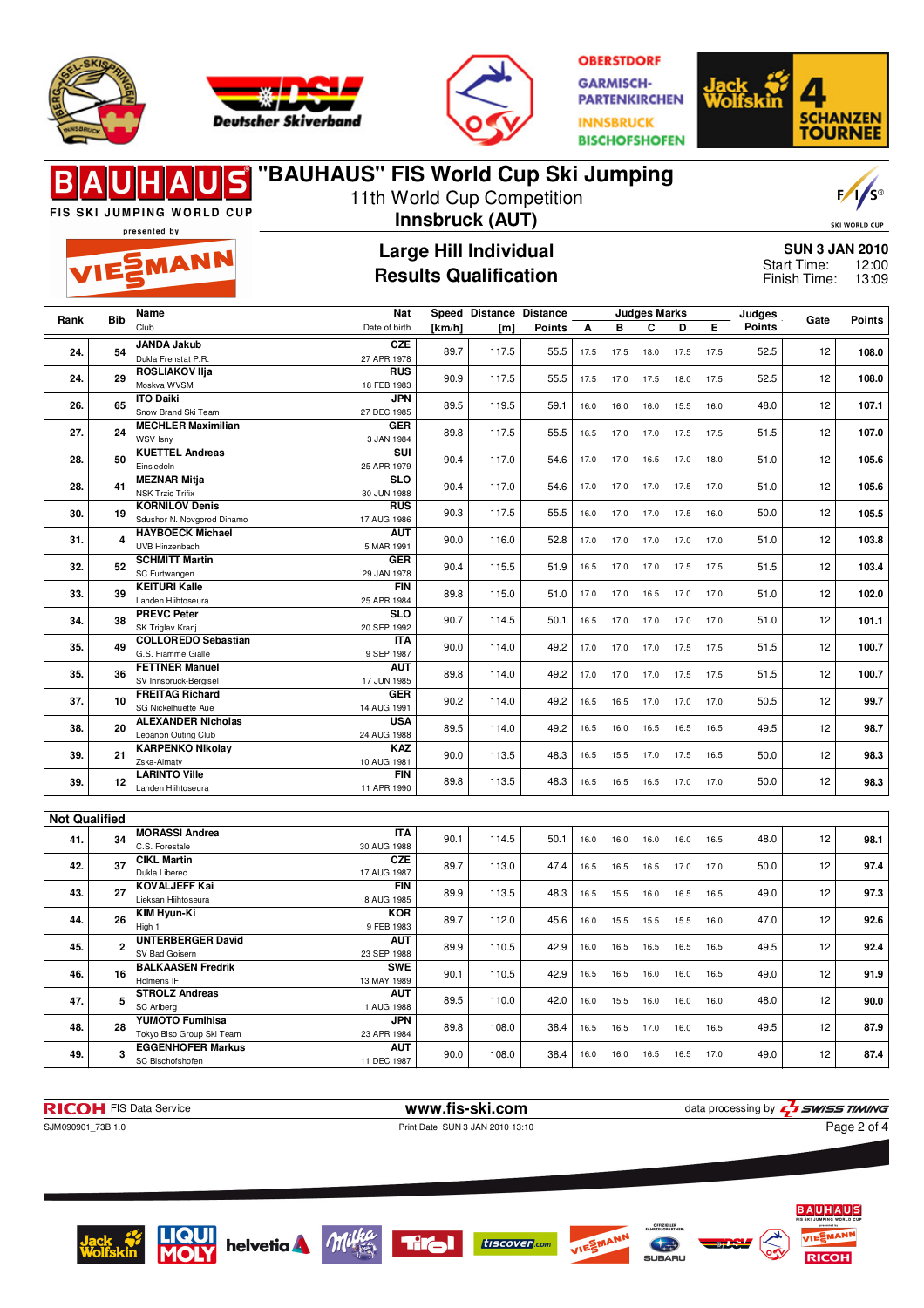# "BAUHAUS" FIS World Cup Ski Jumping

11th World Cup Competition

**Innsbruck (AUT)**

## Large Hill Individual
## Results Qualification

**SUN 3 JAN 2010**
Start Time: 12:00
Finish Time: 13:09

| Rank | Bib | Name / Club | Nat / Date of birth | Speed [km/h] | Distance [m] | Distance Points | A | B | C | D | E | Judges Points | Gate | Points |
|---|---|---|---|---|---|---|---|---|---|---|---|---|---|---|
| 24. | 54 | **JANDA Jakub** Dukla Frenstat P.R. | CZE 27 APR 1978 | 89.7 | 117.5 | 55.5 | 17.5 | 17.5 | 18.0 | 17.5 | 17.5 | 52.5 | 12 | **108.0** |
| 24. | 29 | **ROSLIAKOV Ilja** Moskva WVSM | RUS 18 FEB 1983 | 90.9 | 117.5 | 55.5 | 17.5 | 17.0 | 17.5 | 18.0 | 17.5 | 52.5 | 12 | **108.0** |
| 26. | 65 | **ITO Daiki** Snow Brand Ski Team | JPN 27 DEC 1985 | 89.5 | 119.5 | 59.1 | 16.0 | 16.0 | 16.0 | 15.5 | 16.0 | 48.0 | 12 | **107.1** |
| 27. | 24 | **MECHLER Maximilian** WSV Isny | GER 3 JAN 1984 | 89.8 | 117.5 | 55.5 | 16.5 | 17.0 | 17.0 | 17.5 | 17.5 | 51.5 | 12 | **107.0** |
| 28. | 50 | **KUETTEL Andreas** Einsiedeln | SUI 25 APR 1979 | 90.4 | 117.0 | 54.6 | 17.0 | 17.0 | 16.5 | 17.0 | 18.0 | 51.0 | 12 | **105.6** |
| 28. | 41 | **MEZNAR Mitja** NSK Trzic Trifix | SLO 30 JUN 1988 | 90.4 | 117.0 | 54.6 | 17.0 | 17.0 | 17.0 | 17.5 | 17.0 | 51.0 | 12 | **105.6** |
| 30. | 19 | **KORNILOV Denis** Sdushor N. Novgorod Dinamo | RUS 17 AUG 1986 | 90.3 | 117.5 | 55.5 | 16.0 | 17.0 | 17.0 | 17.5 | 16.0 | 50.0 | 12 | **105.5** |
| 31. | 4 | **HAYBOECK Michael** UVB Hinzenbach | AUT 5 MAR 1991 | 90.0 | 116.0 | 52.8 | 17.0 | 17.0 | 17.0 | 17.0 | 17.0 | 51.0 | 12 | **103.8** |
| 32. | 52 | **SCHMITT Martin** SC Furtwangen | GER 29 JAN 1978 | 90.4 | 115.5 | 51.9 | 16.5 | 17.0 | 17.0 | 17.5 | 17.5 | 51.5 | 12 | **103.4** |
| 33. | 39 | **KEITURI Kalle** Lahden Hiihtoseura | FIN 25 APR 1984 | 89.8 | 115.0 | 51.0 | 17.0 | 17.0 | 16.5 | 17.0 | 17.0 | 51.0 | 12 | **102.0** |
| 34. | 38 | **PREVC Peter** SK Triglav Kranj | SLO 20 SEP 1992 | 90.7 | 114.5 | 50.1 | 16.5 | 17.0 | 17.0 | 17.0 | 17.0 | 51.0 | 12 | **101.1** |
| 35. | 49 | **COLLOREDO Sebastian** G.S. Fiamme Gialle | ITA 9 SEP 1987 | 90.0 | 114.0 | 49.2 | 17.0 | 17.0 | 17.0 | 17.5 | 17.5 | 51.5 | 12 | **100.7** |
| 35. | 36 | **FETTNER Manuel** SV Innsbruck-Bergisel | AUT 17 JUN 1985 | 89.8 | 114.0 | 49.2 | 17.0 | 17.0 | 17.0 | 17.5 | 17.5 | 51.5 | 12 | **100.7** |
| 37. | 10 | **FREITAG Richard** SG Nickelhuette Aue | GER 14 AUG 1991 | 90.2 | 114.0 | 49.2 | 16.5 | 16.5 | 17.0 | 17.0 | 17.0 | 50.5 | 12 | **99.7** |
| 38. | 20 | **ALEXANDER Nicholas** Lebanon Outing Club | USA 24 AUG 1988 | 89.5 | 114.0 | 49.2 | 16.5 | 16.0 | 16.5 | 16.5 | 16.5 | 49.5 | 12 | **98.7** |
| 39. | 21 | **KARPENKO Nikolay** Zska-Almaty | KAZ 10 AUG 1981 | 90.0 | 113.5 | 48.3 | 16.5 | 15.5 | 17.0 | 17.5 | 16.5 | 50.0 | 12 | **98.3** |
| 39. | 12 | **LARINTO Ville** Lahden Hiihtoseura | FIN 11 APR 1990 | 89.8 | 113.5 | 48.3 | 16.5 | 16.5 | 16.5 | 17.0 | 17.0 | 50.0 | 12 | **98.3** |

**Not Qualified**

| Rank | Bib | Name / Club | Nat / Date of birth | Speed [km/h] | Distance [m] | Distance Points | A | B | C | D | E | Judges Points | Gate | Points |
|---|---|---|---|---|---|---|---|---|---|---|---|---|---|---|
| 41. | 34 | **MORASSI Andrea** C.S. Forestale | ITA 30 AUG 1988 | 90.1 | 114.5 | 50.1 | 16.0 | 16.0 | 16.0 | 16.0 | 16.5 | 48.0 | 12 | **98.1** |
| 42. | 37 | **CIKL Martin** Dukla Liberec | CZE 17 AUG 1987 | 89.7 | 113.0 | 47.4 | 16.5 | 16.5 | 16.5 | 17.0 | 17.0 | 50.0 | 12 | **97.4** |
| 43. | 27 | **KOVALJEFF Kai** Lieksan Hiihtoseura | FIN 8 AUG 1985 | 89.9 | 113.5 | 48.3 | 16.5 | 15.5 | 16.0 | 16.5 | 16.5 | 49.0 | 12 | **97.3** |
| 44. | 26 | **KIM Hyun-Ki** High 1 | KOR 9 FEB 1983 | 89.7 | 112.0 | 45.6 | 16.0 | 15.5 | 15.5 | 15.5 | 16.0 | 47.0 | 12 | **92.6** |
| 45. | 2 | **UNTERBERGER David** SV Bad Goisern | AUT 23 SEP 1988 | 89.9 | 110.5 | 42.9 | 16.0 | 16.5 | 16.5 | 16.5 | 16.5 | 49.5 | 12 | **92.4** |
| 46. | 16 | **BALKAASEN Fredrik** Holmens IF | SWE 13 MAY 1989 | 90.1 | 110.5 | 42.9 | 16.5 | 16.5 | 16.0 | 16.0 | 16.5 | 49.0 | 12 | **91.9** |
| 47. | 5 | **STROLZ Andreas** SC Arlberg | AUT 1 AUG 1988 | 89.5 | 110.0 | 42.0 | 16.0 | 15.5 | 16.0 | 16.0 | 16.0 | 48.0 | 12 | **90.0** |
| 48. | 28 | **YUMOTO Fumihisa** Tokyo Biso Group Ski Team | JPN 23 APR 1984 | 89.8 | 108.0 | 38.4 | 16.5 | 16.5 | 17.0 | 16.0 | 16.5 | 49.5 | 12 | **87.9** |
| 49. | 3 | **EGGENHOFER Markus** SC Bischofshofen | AUT 11 DEC 1987 | 90.0 | 108.0 | 38.4 | 16.0 | 16.0 | 16.5 | 16.5 | 17.0 | 49.0 | 12 | **87.4** |

RICOH FIS Data Service — www.fis-ski.com — data processing by SWISS TIMING

SJM090901_73B 1.0 — Print Date SUN 3 JAN 2010 13:10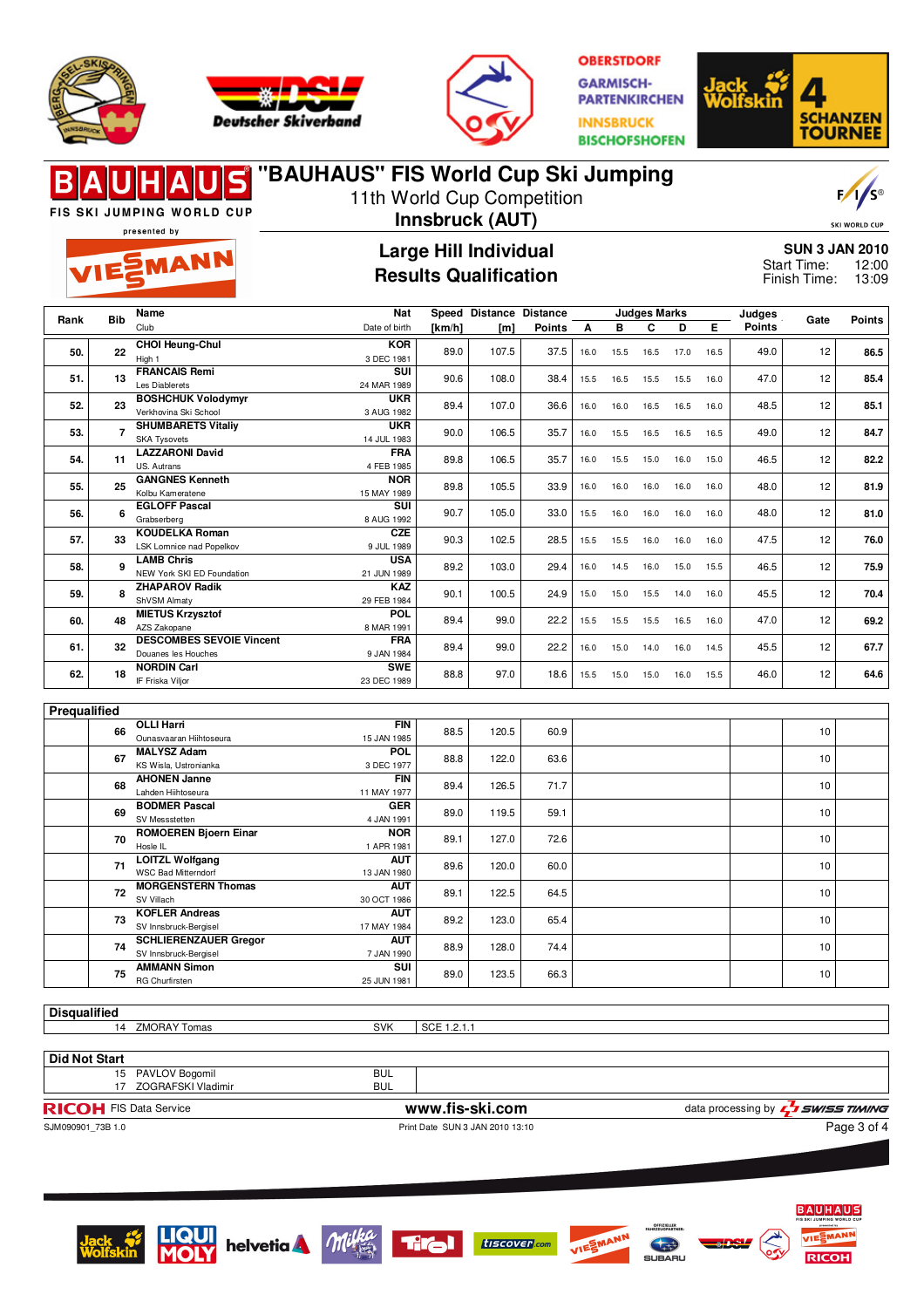# "BAUHAUS" FIS World Cup Ski Jumping

FIS SKI JUMPING WORLD CUP presented by VIESSMANN

11th World Cup Competition
**Innsbruck (AUT)**

## Large Hill Individual
## Results Qualification

**SUN 3 JAN 2010**
Start Time: 12:00
Finish Time: 13:09

| Rank | Bib | Name / Club | Nat / Date of birth | Speed [km/h] | Distance [m] | Distance Points | A | B | C | D | E | Judges Points | Gate | Points |
|---|---|---|---|---|---|---|---|---|---|---|---|---|---|---|
| 50. | 22 | **CHOI Heung-Chul** High 1 | **KOR** 3 DEC 1981 | 89.0 | 107.5 | 37.5 | 16.0 | 15.5 | 16.5 | 17.0 | 16.5 | 49.0 | 12 | **86.5** |
| 51. | 13 | **FRANCAIS Remi** Les Diablerets | **SUI** 24 MAR 1989 | 90.6 | 108.0 | 38.4 | 15.5 | 16.5 | 15.5 | 15.5 | 16.0 | 47.0 | 12 | **85.4** |
| 52. | 23 | **BOSHCHUK Volodymyr** Verkhovina Ski School | **UKR** 3 AUG 1982 | 89.4 | 107.0 | 36.6 | 16.0 | 16.0 | 16.5 | 16.5 | 16.0 | 48.5 | 12 | **85.1** |
| 53. | 7 | **SHUMBARETS Vitaliy** SKA Tysovets | **UKR** 14 JUL 1983 | 90.0 | 106.5 | 35.7 | 16.0 | 15.5 | 16.5 | 16.5 | 16.5 | 49.0 | 12 | **84.7** |
| 54. | 11 | **LAZZARONI David** US. Autrans | **FRA** 4 FEB 1985 | 89.8 | 106.5 | 35.7 | 16.0 | 15.5 | 15.0 | 16.0 | 15.0 | 46.5 | 12 | **82.2** |
| 55. | 25 | **GANGNES Kenneth** Kolbu Kameratene | **NOR** 15 MAY 1989 | 89.8 | 105.5 | 33.9 | 16.0 | 16.0 | 16.0 | 16.0 | 16.0 | 48.0 | 12 | **81.9** |
| 56. | 6 | **EGLOFF Pascal** Grabserberg | **SUI** 8 AUG 1992 | 90.7 | 105.0 | 33.0 | 15.5 | 16.0 | 16.0 | 16.0 | 16.0 | 48.0 | 12 | **81.0** |
| 57. | 33 | **KOUDELKA Roman** LSK Lomnice nad Popelkov | **CZE** 9 JUL 1989 | 90.3 | 102.5 | 28.5 | 15.5 | 15.5 | 16.0 | 16.0 | 16.0 | 47.5 | 12 | **76.0** |
| 58. | 9 | **LAMB Chris** NEW York SKI ED Foundation | **USA** 21 JUN 1989 | 89.2 | 103.0 | 29.4 | 16.0 | 14.5 | 16.0 | 15.0 | 15.5 | 46.5 | 12 | **75.9** |
| 59. | 8 | **ZHAPAROV Radik** ShVSM Almaty | **KAZ** 29 FEB 1984 | 90.1 | 100.5 | 24.9 | 15.0 | 15.0 | 15.5 | 14.0 | 16.0 | 45.5 | 12 | **70.4** |
| 60. | 48 | **MIETUS Krzysztof** AZS Zakopane | **POL** 8 MAR 1991 | 89.4 | 99.0 | 22.2 | 15.5 | 15.5 | 15.5 | 16.5 | 16.0 | 47.0 | 12 | **69.2** |
| 61. | 32 | **DESCOMBES SEVOIE Vincent** Douanes les Houches | **FRA** 9 JAN 1984 | 89.4 | 99.0 | 22.2 | 16.0 | 15.0 | 14.0 | 16.0 | 14.5 | 45.5 | 12 | **67.7** |
| 62. | 18 | **NORDIN Carl** IF Friska Viljor | **SWE** 23 DEC 1989 | 88.8 | 97.0 | 18.6 | 15.5 | 15.0 | 15.0 | 16.0 | 15.5 | 46.0 | 12 | **64.6** |

## Prequalified

| Rank | Bib | Name / Club | Nat / Date of birth | Speed [km/h] | Distance [m] | Distance Points | A | B | C | D | E | Judges Points | Gate | Points |
|---|---|---|---|---|---|---|---|---|---|---|---|---|---|---|
| | 66 | **OLLI Harri** Ounasvaaran Hiihtoseura | **FIN** 15 JAN 1985 | 88.5 | 120.5 | 60.9 | | | | | | | 10 | |
| | 67 | **MALYSZ Adam** KS Wisla, Ustronianka | **POL** 3 DEC 1977 | 88.8 | 122.0 | 63.6 | | | | | | | 10 | |
| | 68 | **AHONEN Janne** Lahden Hiihtoseura | **FIN** 11 MAY 1977 | 89.4 | 126.5 | 71.7 | | | | | | | 10 | |
| | 69 | **BODMER Pascal** SV Messstetten | **GER** 4 JAN 1991 | 89.0 | 119.5 | 59.1 | | | | | | | 10 | |
| | 70 | **ROMOEREN Bjoern Einar** Hosle IL | **NOR** 1 APR 1981 | 89.1 | 127.0 | 72.6 | | | | | | | 10 | |
| | 71 | **LOITZL Wolfgang** WSC Bad Mitterndorf | **AUT** 13 JAN 1980 | 89.6 | 120.0 | 60.0 | | | | | | | 10 | |
| | 72 | **MORGENSTERN Thomas** SV Villach | **AUT** 30 OCT 1986 | 89.1 | 122.5 | 64.5 | | | | | | | 10 | |
| | 73 | **KOFLER Andreas** SV Innsbruck-Bergisel | **AUT** 17 MAY 1984 | 89.2 | 123.0 | 65.4 | | | | | | | 10 | |
| | 74 | **SCHLIERENZAUER Gregor** SV Innsbruck-Bergisel | **AUT** 7 JAN 1990 | 88.9 | 128.0 | 74.4 | | | | | | | 10 | |
| | 75 | **AMMANN Simon** RG Churfirsten | **SUI** 25 JUN 1981 | 89.0 | 123.5 | 66.3 | | | | | | | 10 | |

## Disqualified

| Bib | Name | Nat | Reason |
|---|---|---|---|
| 14 | ZMORAY Tomas | SVK | SCE 1.2.1.1 |

## Did Not Start

| Bib | Name | Nat |
|---|---|---|
| 15 | PAVLOV Bogomil | BUL |
| 17 | ZOGRAFSKI Vladimir | BUL |

RICOH FIS Data Service — www.fis-ski.com — data processing by SWISS TIMING

SJM090901_73B 1.0 — Print Date SUN 3 JAN 2010 13:10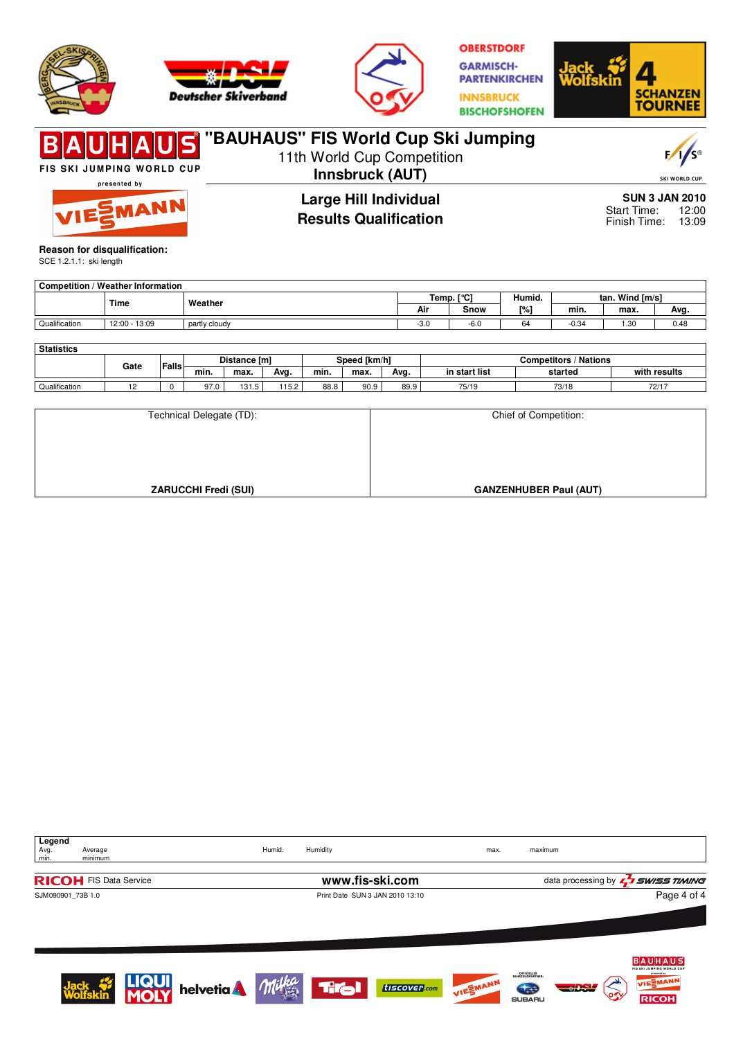# "BAUHAUS" FIS World Cup Ski Jumping

11th World Cup Competition

**Innsbruck (AUT)**

## Large Hill Individual
## Results Qualification

**SUN 3 JAN 2010**
Start Time: 12:00
Finish Time: 13:09

**Reason for disqualification:**
SCE 1.2.1.1: ski length

**Competition / Weather Information**

| | Time | Weather | Temp. [°C] | | Humid. | tan. Wind [m/s] | | |
|---|---|---|---|---|---|---|---|---|
| | | | Air | Snow | [%] | min. | max. | Avg. |
| Qualification | 12:00 - 13:09 | partly cloudy | -3.0 | -6.0 | 64 | -0.34 | 1.30 | 0.48 |

**Statistics**

| | Gate | Falls | Distance [m] | | | Speed [km/h] | | | Competitors / Nations | | |
|---|---|---|---|---|---|---|---|---|---|---|---|
| | | | min. | max. | Avg. | min. | max. | Avg. | in start list | started | with results |
| Qualification | 12 | 0 | 97.0 | 131.5 | 115.2 | 88.8 | 90.9 | 89.9 | 75/19 | 73/18 | 72/17 |

| Technical Delegate (TD): | Chief of Competition: |
|---|---|
| **ZARUCCHI Fredi (SUI)** | **GANZENHUBER Paul (AUT)** |

**Legend**

| | | | | | |
|---|---|---|---|---|---|
| Avg. | Average | Humid. | Humidity | max. | maximum |
| min. | minimum | | | | |

RICOH FIS Data Service    www.fis-ski.com    data processing by SWISS TIMING

SJM090901_73B 1.0    Print Date SUN 3 JAN 2010 13:10